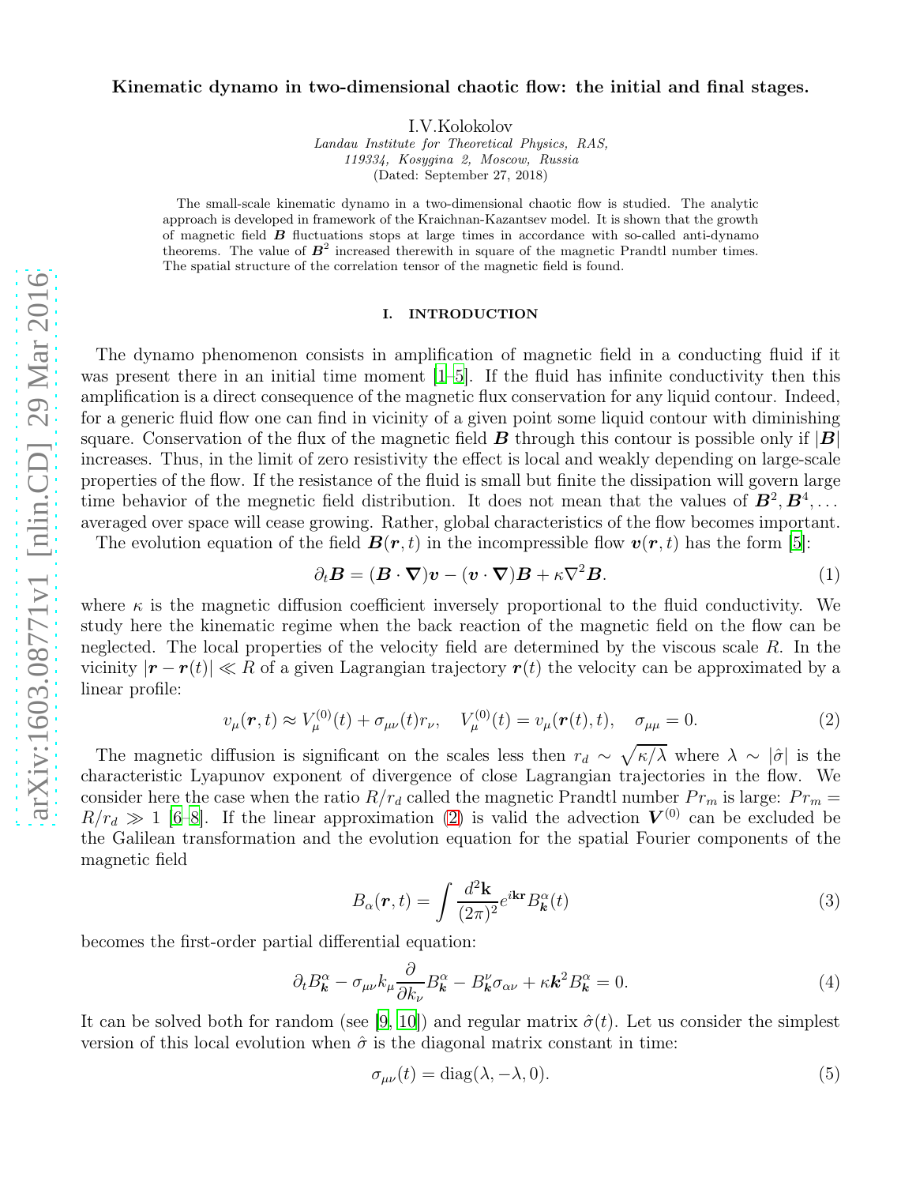# Kinematic dynamo in two-dimensional chaotic flow: the initial and final stages.

I.V.Kolokolov

*Landau Institute for Theoretical Physics, RAS,*
*119334, Kosygina 2, Moscow, Russia*

(Dated: September 27, 2018)

The small-scale kinematic dynamo in a two-dimensional chaotic flow is studied. The analytic approach is developed in framework of the Kraichnan-Kazantsev model. It is shown that the growth of magnetic field $\boldsymbol{B}$ fluctuations stops at large times in accordance with so-called anti-dynamo theorems. The value of $\boldsymbol{B}^2$ increased therewith in square of the magnetic Prandtl number times. The spatial structure of the correlation tensor of the magnetic field is found.

## I. INTRODUCTION

The dynamo phenomenon consists in amplification of magnetic field in a conducting fluid if it was present there in an initial time moment [1–5]. If the fluid has infinite conductivity then this amplification is a direct consequence of the magnetic flux conservation for any liquid contour. Indeed, for a generic fluid flow one can find in vicinity of a given point some liquid contour with diminishing square. Conservation of the flux of the magnetic field $\boldsymbol{B}$ through this contour is possible only if $|\boldsymbol{B}|$ increases. Thus, in the limit of zero resistivity the effect is local and weakly depending on large-scale properties of the flow. If the resistance of the fluid is small but finite the dissipation will govern large time behavior of the megnetic field distribution. It does not mean that the values of $\boldsymbol{B}^2, \boldsymbol{B}^4, \dots$ averaged over space will cease growing. Rather, global characteristics of the flow becomes important.

The evolution equation of the field $\boldsymbol{B}(\boldsymbol{r}, t)$ in the incompressible flow $\boldsymbol{v}(\boldsymbol{r}, t)$ has the form [5]:

$$\partial_t \boldsymbol{B} = (\boldsymbol{B} \cdot \boldsymbol{\nabla})\boldsymbol{v} - (\boldsymbol{v} \cdot \boldsymbol{\nabla})\boldsymbol{B} + \kappa \nabla^2 \boldsymbol{B}. \tag{1}$$

where $\kappa$ is the magnetic diffusion coefficient inversely proportional to the fluid conductivity. We study here the kinematic regime when the back reaction of the magnetic field on the flow can be neglected. The local properties of the velocity field are determined by the viscous scale $R$. In the vicinity $|\boldsymbol{r} - \boldsymbol{r}(t)| \ll R$ of a given Lagrangian trajectory $\boldsymbol{r}(t)$ the velocity can be approximated by a linear profile:

$$v_\mu(\boldsymbol{r}, t) \approx V^{(0)}_\mu(t) + \sigma_{\mu\nu}(t) r_\nu, \quad V^{(0)}_\mu(t) = v_\mu(\boldsymbol{r}(t), t), \quad \sigma_{\mu\mu} = 0. \tag{2}$$

The magnetic diffusion is significant on the scales less then $r_d \sim \sqrt{\kappa/\lambda}$ where $\lambda \sim |\hat{\sigma}|$ is the characteristic Lyapunov exponent of divergence of close Lagrangian trajectories in the flow. We consider here the case when the ratio $R/r_d$ called the magnetic Prandtl number $Pr_m$ is large: $Pr_m = R/r_d \gg 1$ [6–8]. If the linear approximation (2) is valid the advection $\boldsymbol{V}^{(0)}$ can be excluded be the Galilean transformation and the evolution equation for the spatial Fourier components of the magnetic field

$$B_\alpha(\boldsymbol{r}, t) = \int \frac{d^2\mathbf{k}}{(2\pi)^2} e^{i\mathbf{kr}} B^\alpha_{\boldsymbol{k}}(t) \tag{3}$$

becomes the first-order partial differential equation:

$$\partial_t B^\alpha_{\boldsymbol{k}} - \sigma_{\mu\nu} k_\mu \frac{\partial}{\partial k_\nu} B^\alpha_{\boldsymbol{k}} - B^\nu_{\boldsymbol{k}} \sigma_{\alpha\nu} + \kappa \boldsymbol{k}^2 B^\alpha_{\boldsymbol{k}} = 0. \tag{4}$$

It can be solved both for random (see [9, 10]) and regular matrix $\hat{\sigma}(t)$. Let us consider the simplest version of this local evolution when $\hat{\sigma}$ is the diagonal matrix constant in time:

$$\sigma_{\mu\nu}(t) = \mathrm{diag}(\lambda, -\lambda, 0). \tag{5}$$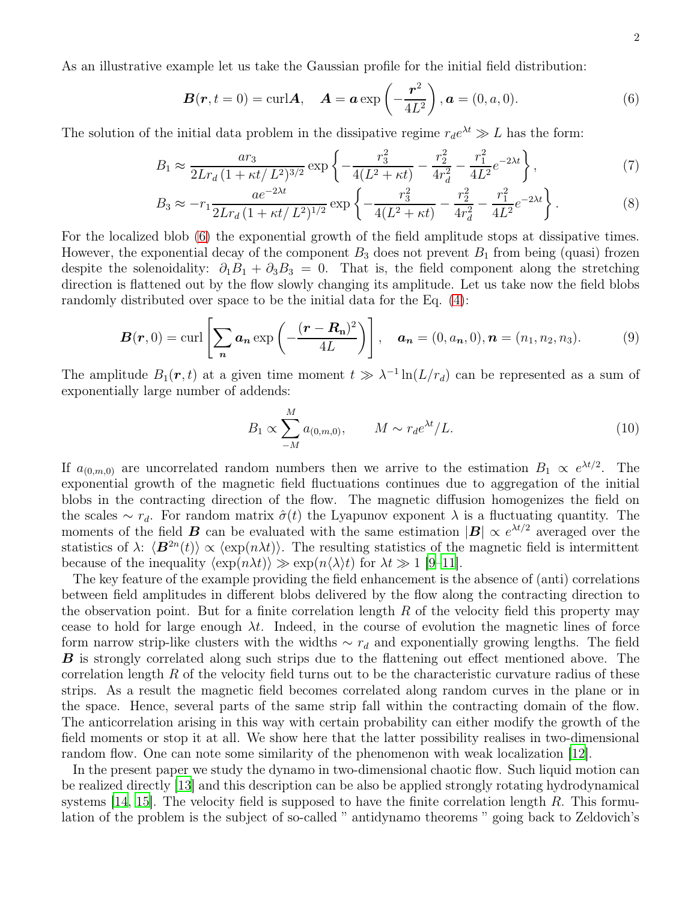As an illustrative example let us take the Gaussian profile for the initial field distribution:

$$\boldsymbol{B}(\boldsymbol{r}, t=0) = \text{curl}\boldsymbol{A}, \quad \boldsymbol{A} = \boldsymbol{a}\exp\left(-\frac{\boldsymbol{r}^2}{4L^2}\right), \boldsymbol{a} = (0, a, 0). \tag{6}$$

The solution of the initial data problem in the dissipative regime $r_d e^{\lambda t} \gg L$ has the form:

$$B_1 \approx \frac{a r_3}{2L r_d\,(1+\kappa t/L^2)^{3/2}} \exp\left\{-\frac{r_3^2}{4(L^2+\kappa t)} - \frac{r_2^2}{4r_d^2} - \frac{r_1^2}{4L^2}e^{-2\lambda t}\right\}, \tag{7}$$

$$B_3 \approx -r_1 \frac{a e^{-2\lambda t}}{2L r_d\,(1+\kappa t/L^2)^{1/2}} \exp\left\{-\frac{r_3^2}{4(L^2+\kappa t)} - \frac{r_2^2}{4r_d^2} - \frac{r_1^2}{4L^2}e^{-2\lambda t}\right\}. \tag{8}$$

For the localized blob (6) the exponential growth of the field amplitude stops at dissipative times. However, the exponential decay of the component $B_3$ does not prevent $B_1$ from being (quasi) frozen despite the solenoidality: $\partial_1 B_1 + \partial_3 B_3 = 0$. That is, the field component along the stretching direction is flattened out by the flow slowly changing its amplitude. Let us take now the field blobs randomly distributed over space to be the initial data for the Eq. (4):

$$\boldsymbol{B}(\boldsymbol{r}, 0) = \text{curl}\left[\sum_{\boldsymbol{n}} \boldsymbol{a}_{\boldsymbol{n}} \exp\left(-\frac{(\boldsymbol{r}-\boldsymbol{R}_{\mathbf{n}})^2}{4L}\right)\right], \quad \boldsymbol{a}_{\boldsymbol{n}} = (0, a_{\boldsymbol{n}}, 0), \boldsymbol{n} = (n_1, n_2, n_3). \tag{9}$$

The amplitude $B_1(\boldsymbol{r}, t)$ at a given time moment $t \gg \lambda^{-1}\ln(L/r_d)$ can be represented as a sum of exponentially large number of addends:

$$B_1 \propto \sum_{-M}^{M} a_{(0,m,0)}, \qquad M \sim r_d e^{\lambda t}/L. \tag{10}$$

If $a_{(0,m,0)}$ are uncorrelated random numbers then we arrive to the estimation $B_1 \propto e^{\lambda t/2}$. The exponential growth of the magnetic field fluctuations continues due to aggregation of the initial blobs in the contracting direction of the flow. The magnetic diffusion homogenizes the field on the scales $\sim r_d$. For random matrix $\hat{\sigma}(t)$ the Lyapunov exponent $\lambda$ is a fluctuating quantity. The moments of the field $\boldsymbol{B}$ can be evaluated with the same estimation $|\boldsymbol{B}| \propto e^{\lambda t/2}$ averaged over the statistics of $\lambda$: $\langle \boldsymbol{B}^{2n}(t)\rangle \propto \langle \exp(n\lambda t)\rangle$. The resulting statistics of the magnetic field is intermittent because of the inequality $\langle \exp(n\lambda t)\rangle \gg \exp(n\langle\lambda\rangle t)$ for $\lambda t \gg 1$ [9–11].

The key feature of the example providing the field enhancement is the absence of (anti) correlations between field amplitudes in different blobs delivered by the flow along the contracting direction to the observation point. But for a finite correlation length $R$ of the velocity field this property may cease to hold for large enough $\lambda t$. Indeed, in the course of evolution the magnetic lines of force form narrow strip-like clusters with the widths $\sim r_d$ and exponentially growing lengths. The field $\boldsymbol{B}$ is strongly correlated along such strips due to the flattening out effect mentioned above. The correlation length $R$ of the velocity field turns out to be the characteristic curvature radius of these strips. As a result the magnetic field becomes correlated along random curves in the plane or in the space. Hence, several parts of the same strip fall within the contracting domain of the flow. The anticorrelation arising in this way with certain probability can either modify the growth of the field moments or stop it at all. We show here that the latter possibility realises in two-dimensional random flow. One can note some similarity of the phenomenon with weak localization [12].

In the present paper we study the dynamo in two-dimensional chaotic flow. Such liquid motion can be realized directly [13] and this description can be also be applied strongly rotating hydrodynamical systems [14, 15]. The velocity field is supposed to have the finite correlation length $R$. This formulation of the problem is the subject of so-called " antidynamo theorems " going back to Zeldovich's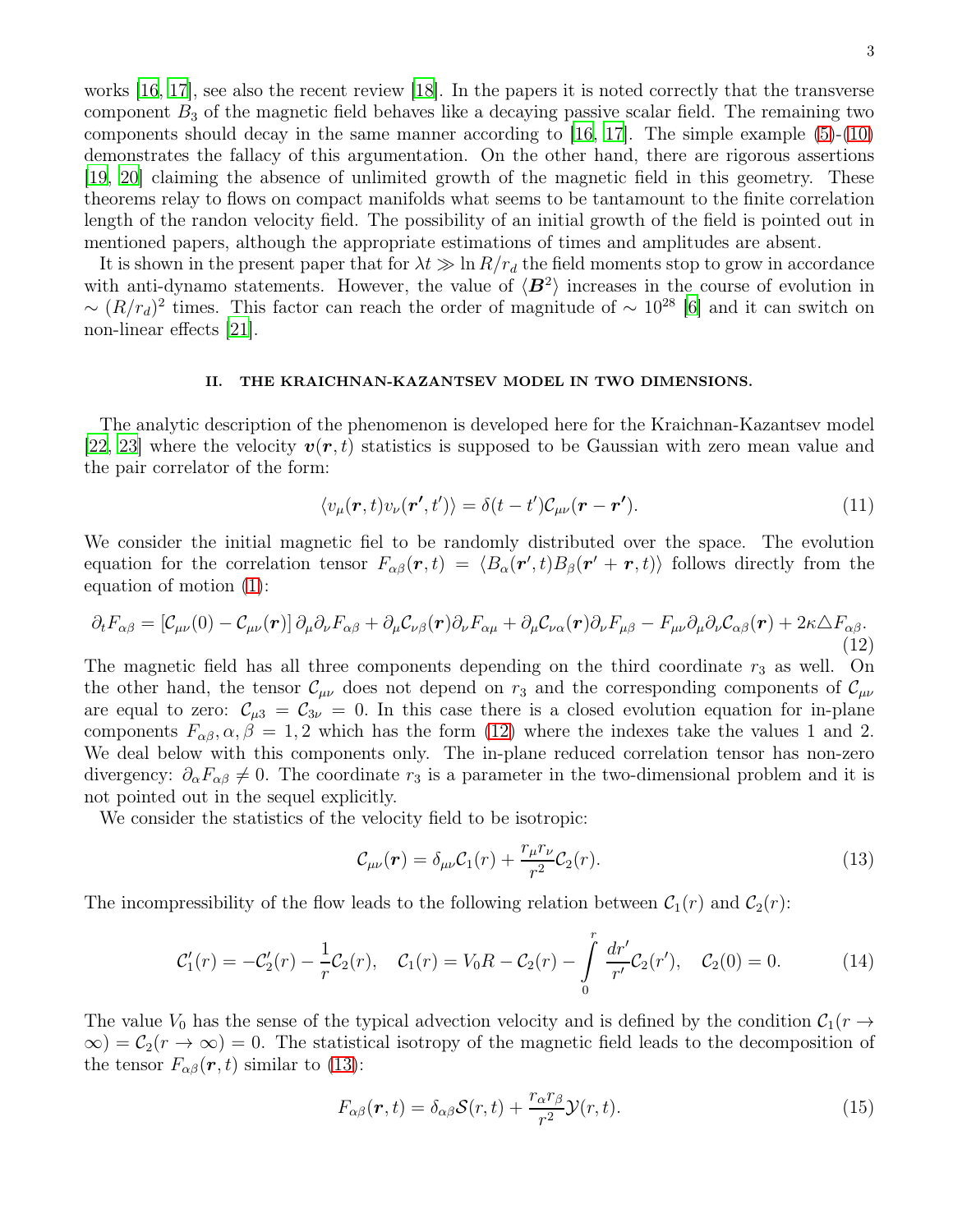works [16, 17], see also the recent review [18]. In the papers it is noted correctly that the transverse component $B_3$ of the magnetic field behaves like a decaying passive scalar field. The remaining two components should decay in the same manner according to [16, 17]. The simple example (5)-(10) demonstrates the fallacy of this argumentation. On the other hand, there are rigorous assertions [19, 20] claiming the absence of unlimited growth of the magnetic field in this geometry. These theorems relay to flows on compact manifolds what seems to be tantamount to the finite correlation length of the randon velocity field. The possibility of an initial growth of the field is pointed out in mentioned papers, although the appropriate estimations of times and amplitudes are absent.

It is shown in the present paper that for $\lambda t \gg \ln R/r_d$ the field moments stop to grow in accordance with anti-dynamo statements. However, the value of $\langle \boldsymbol{B}^2 \rangle$ increases in the course of evolution in $\sim (R/r_d)^2$ times. This factor can reach the order of magnitude of $\sim 10^{28}$ [6] and it can switch on non-linear effects [21].

## II. THE KRAICHNAN-KAZANTSEV MODEL IN TWO DIMENSIONS.

The analytic description of the phenomenon is developed here for the Kraichnan-Kazantsev model [22, 23] where the velocity $\boldsymbol{v}(\boldsymbol{r}, t)$ statistics is supposed to be Gaussian with zero mean value and the pair correlator of the form:

$$\langle v_\mu(\boldsymbol{r}, t) v_\nu(\boldsymbol{r}', t') \rangle = \delta(t - t') \mathcal{C}_{\mu\nu}(\boldsymbol{r} - \boldsymbol{r}'). \tag{11}$$

We consider the initial magnetic fiel to be randomly distributed over the space. The evolution equation for the correlation tensor $F_{\alpha\beta}(\boldsymbol{r}, t) = \langle B_\alpha(\boldsymbol{r}', t) B_\beta(\boldsymbol{r}' + \boldsymbol{r}, t) \rangle$ follows directly from the equation of motion (1):

$$\partial_t F_{\alpha\beta} = \left[\mathcal{C}_{\mu\nu}(0) - \mathcal{C}_{\mu\nu}(\boldsymbol{r})\right] \partial_\mu \partial_\nu F_{\alpha\beta} + \partial_\mu \mathcal{C}_{\nu\beta}(\boldsymbol{r}) \partial_\nu F_{\alpha\mu} + \partial_\mu \mathcal{C}_{\nu\alpha}(\boldsymbol{r}) \partial_\nu F_{\mu\beta} - F_{\mu\nu} \partial_\mu \partial_\nu \mathcal{C}_{\alpha\beta}(\boldsymbol{r}) + 2\kappa \triangle F_{\alpha\beta}. \tag{12}$$

The magnetic field has all three components depending on the third coordinate $r_3$ as well. On the other hand, the tensor $\mathcal{C}_{\mu\nu}$ does not depend on $r_3$ and the corresponding components of $\mathcal{C}_{\mu\nu}$ are equal to zero: $\mathcal{C}_{\mu 3} = \mathcal{C}_{3\nu} = 0$. In this case there is a closed evolution equation for in-plane components $F_{\alpha\beta}, \alpha, \beta = 1, 2$ which has the form (12) where the indexes take the values 1 and 2. We deal below with this components only. The in-plane reduced correlation tensor has non-zero divergency: $\partial_\alpha F_{\alpha\beta} \neq 0$. The coordinate $r_3$ is a parameter in the two-dimensional problem and it is not pointed out in the sequel explicitly.

We consider the statistics of the velocity field to be isotropic:

$$\mathcal{C}_{\mu\nu}(\boldsymbol{r}) = \delta_{\mu\nu} \mathcal{C}_1(r) + \frac{r_\mu r_\nu}{r^2} \mathcal{C}_2(r). \tag{13}$$

The incompressibility of the flow leads to the following relation between $\mathcal{C}_1(r)$ and $\mathcal{C}_2(r)$:

$$\mathcal{C}_1'(r) = -\mathcal{C}_2'(r) - \frac{1}{r}\mathcal{C}_2(r), \quad \mathcal{C}_1(r) = V_0 R - \mathcal{C}_2(r) - \int\limits_0^r \frac{dr'}{r'} \mathcal{C}_2(r'), \quad \mathcal{C}_2(0) = 0. \tag{14}$$

The value $V_0$ has the sense of the typical advection velocity and is defined by the condition $\mathcal{C}_1(r \to \infty) = \mathcal{C}_2(r \to \infty) = 0$. The statistical isotropy of the magnetic field leads to the decomposition of the tensor $F_{\alpha\beta}(\boldsymbol{r}, t)$ similar to (13):

$$F_{\alpha\beta}(\boldsymbol{r}, t) = \delta_{\alpha\beta} \mathcal{S}(r, t) + \frac{r_\alpha r_\beta}{r^2} \mathcal{Y}(r, t). \tag{15}$$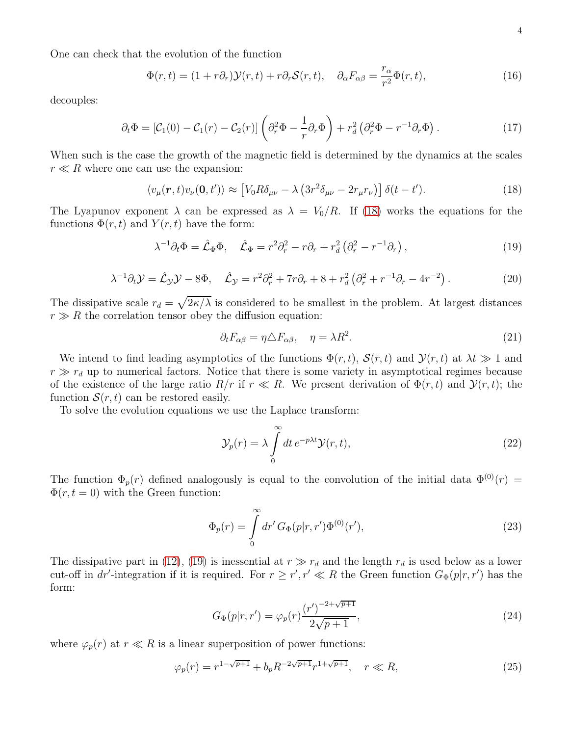One can check that the evolution of the function

$$\Phi(r,t) = (1 + r\partial_r)\mathcal{Y}(r,t) + r\partial_r \mathcal{S}(r,t), \quad \partial_\alpha F_{\alpha\beta} = \frac{r_\alpha}{r^2}\Phi(r,t), \tag{16}$$

decouples:

$$\partial_t \Phi = [\mathcal{C}_1(0) - \mathcal{C}_1(r) - \mathcal{C}_2(r)] \left(\partial_r^2 \Phi - \frac{1}{r}\partial_r \Phi\right) + r_d^2 \left(\partial_r^2 \Phi - r^{-1}\partial_r \Phi\right). \tag{17}$$

When such is the case the growth of the magnetic field is determined by the dynamics at the scales $r \ll R$ where one can use the expansion:

$$\langle v_\mu(\boldsymbol{r},t) v_\nu(\boldsymbol{0},t')\rangle \approx \left[V_0 R \delta_{\mu\nu} - \lambda\left(3r^2\delta_{\mu\nu} - 2r_\mu r_\nu\right)\right]\delta(t-t'). \tag{18}$$

The Lyapunov exponent $\lambda$ can be expressed as $\lambda = V_0/R$. If (18) works the equations for the functions $\Phi(r,t)$ and $Y(r,t)$ have the form:

$$\lambda^{-1}\partial_t \Phi = \hat{\mathcal{L}}_\Phi \Phi, \quad \hat{\mathcal{L}}_\Phi = r^2\partial_r^2 - r\partial_r + r_d^2\left(\partial_r^2 - r^{-1}\partial_r\right), \tag{19}$$

$$\lambda^{-1}\partial_t \mathcal{Y} = \hat{\mathcal{L}}_\mathcal{Y}\mathcal{Y} - 8\Phi, \quad \hat{\mathcal{L}}_\mathcal{Y} = r^2\partial_r^2 + 7r\partial_r + 8 + r_d^2\left(\partial_r^2 + r^{-1}\partial_r - 4r^{-2}\right). \tag{20}$$

The dissipative scale $r_d = \sqrt{2\kappa/\lambda}$ is considered to be smallest in the problem. At largest distances $r \gg R$ the correlation tensor obey the diffusion equation:

$$\partial_t F_{\alpha\beta} = \eta \triangle F_{\alpha\beta}, \quad \eta = \lambda R^2. \tag{21}$$

We intend to find leading asymptotics of the functions $\Phi(r,t)$, $\mathcal{S}(r,t)$ and $\mathcal{Y}(r,t)$ at $\lambda t \gg 1$ and $r \gg r_d$ up to numerical factors. Notice that there is some variety in asymptotical regimes because of the existence of the large ratio $R/r$ if $r \ll R$. We present derivation of $\Phi(r,t)$ and $\mathcal{Y}(r,t)$; the function $\mathcal{S}(r,t)$ can be restored easily.

To solve the evolution equations we use the Laplace transform:

$$\mathcal{Y}_p(r) = \lambda \int_0^\infty dt\, e^{-p\lambda t}\mathcal{Y}(r,t), \tag{22}$$

The function $\Phi_p(r)$ defined analogously is equal to the convolution of the initial data $\Phi^{(0)}(r) = \Phi(r, t=0)$ with the Green function:

$$\Phi_p(r) = \int_0^\infty dr'\, G_\Phi(p|r,r')\Phi^{(0)}(r'), \tag{23}$$

The dissipative part in (12), (19) is inessential at $r \gg r_d$ and the length $r_d$ is used below as a lower cut-off in $dr'$-integration if it is required. For $r \geq r', r' \ll R$ the Green function $G_\Phi(p|r,r')$ has the form:

$$G_\Phi(p|r,r') = \varphi_p(r)\frac{(r')^{-2+\sqrt{p+1}}}{2\sqrt{p+1}}, \tag{24}$$

where $\varphi_p(r)$ at $r \ll R$ is a linear superposition of power functions:

$$\varphi_p(r) = r^{1-\sqrt{p+1}} + b_p R^{-2\sqrt{p+1}} r^{1+\sqrt{p+1}}, \quad r \ll R, \tag{25}$$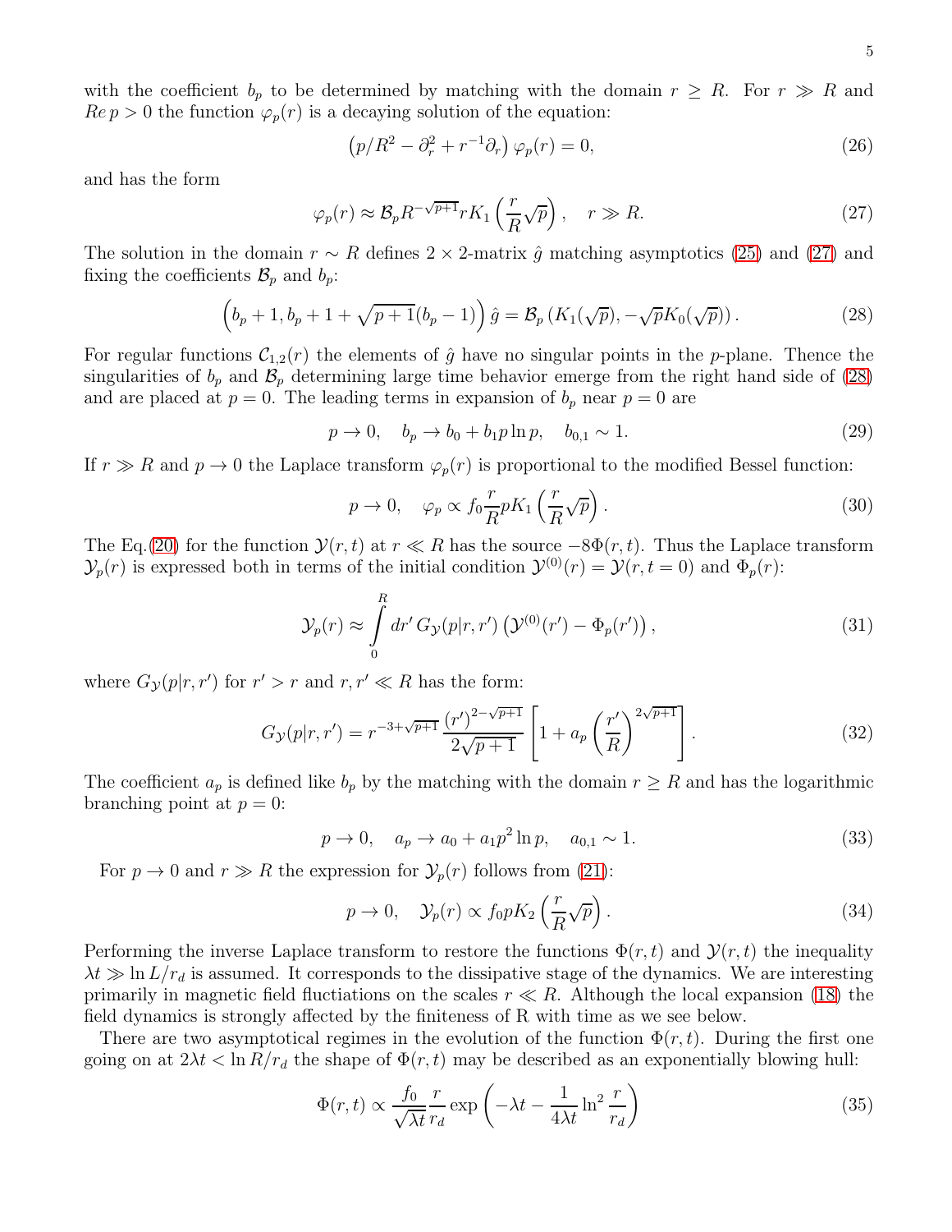with the coefficient $b_p$ to be determined by matching with the domain $r \geq R$. For $r \gg R$ and $Re\, p > 0$ the function $\varphi_p(r)$ is a decaying solution of the equation:

$$\left(p/R^2 - \partial_r^2 + r^{-1}\partial_r\right)\varphi_p(r) = 0, \tag{26}$$

and has the form

$$\varphi_p(r) \approx \mathcal{B}_p R^{-\sqrt{p+1}} r K_1\left(\frac{r}{R}\sqrt{p}\right), \quad r \gg R. \tag{27}$$

The solution in the domain $r \sim R$ defines $2 \times 2$-matrix $\hat{g}$ matching asymptotics (25) and (27) and fixing the coefficients $\mathcal{B}_p$ and $b_p$:

$$\left(b_p + 1, b_p + 1 + \sqrt{p+1}(b_p - 1)\right)\hat{g} = \mathcal{B}_p\left(K_1(\sqrt{p}), -\sqrt{p}K_0(\sqrt{p})\right). \tag{28}$$

For regular functions $\mathcal{C}_{1,2}(r)$ the elements of $\hat{g}$ have no singular points in the $p$-plane. Thence the singularities of $b_p$ and $\mathcal{B}_p$ determining large time behavior emerge from the right hand side of (28) and are placed at $p = 0$. The leading terms in expansion of $b_p$ near $p = 0$ are

$$p \to 0, \quad b_p \to b_0 + b_1 p \ln p, \quad b_{0,1} \sim 1. \tag{29}$$

If $r \gg R$ and $p \to 0$ the Laplace transform $\varphi_p(r)$ is proportional to the modified Bessel function:

$$p \to 0, \quad \varphi_p \propto f_0 \frac{r}{R} p K_1\left(\frac{r}{R}\sqrt{p}\right). \tag{30}$$

The Eq.(20) for the function $\mathcal{Y}(r,t)$ at $r \ll R$ has the source $-8\Phi(r,t)$. Thus the Laplace transform $\mathcal{Y}_p(r)$ is expressed both in terms of the initial condition $\mathcal{Y}^{(0)}(r) = \mathcal{Y}(r, t = 0)$ and $\Phi_p(r)$:

$$\mathcal{Y}_p(r) \approx \int_0^R dr'\, G_{\mathcal{Y}}(p|r,r')\left(\mathcal{Y}^{(0)}(r') - \Phi_p(r')\right), \tag{31}$$

where $G_{\mathcal{Y}}(p|r,r')$ for $r' > r$ and $r, r' \ll R$ has the form:

$$G_{\mathcal{Y}}(p|r,r') = r^{-3+\sqrt{p+1}} \frac{(r')^{2-\sqrt{p+1}}}{2\sqrt{p+1}}\left[1 + a_p\left(\frac{r'}{R}\right)^{2\sqrt{p+1}}\right]. \tag{32}$$

The coefficient $a_p$ is defined like $b_p$ by the matching with the domain $r \geq R$ and has the logarithmic branching point at $p = 0$:

$$p \to 0, \quad a_p \to a_0 + a_1 p^2 \ln p, \quad a_{0,1} \sim 1. \tag{33}$$

For $p \to 0$ and $r \gg R$ the expression for $\mathcal{Y}_p(r)$ follows from (21):

$$p \to 0, \quad \mathcal{Y}_p(r) \propto f_0 p K_2\left(\frac{r}{R}\sqrt{p}\right). \tag{34}$$

Performing the inverse Laplace transform to restore the functions $\Phi(r,t)$ and $\mathcal{Y}(r,t)$ the inequality $\lambda t \gg \ln L/r_d$ is assumed. It corresponds to the dissipative stage of the dynamics. We are interesting primarily in magnetic field fluctiations on the scales $r \ll R$. Although the local expansion (18) the field dynamics is strongly affected by the finiteness of R with time as we see below.

There are two asymptotical regimes in the evolution of the function $\Phi(r,t)$. During the first one going on at $2\lambda t < \ln R/r_d$ the shape of $\Phi(r,t)$ may be described as an exponentially blowing hull:

$$\Phi(r,t) \propto \frac{f_0}{\sqrt{\lambda t}} \frac{r}{r_d} \exp\left(-\lambda t - \frac{1}{4\lambda t}\ln^2 \frac{r}{r_d}\right) \tag{35}$$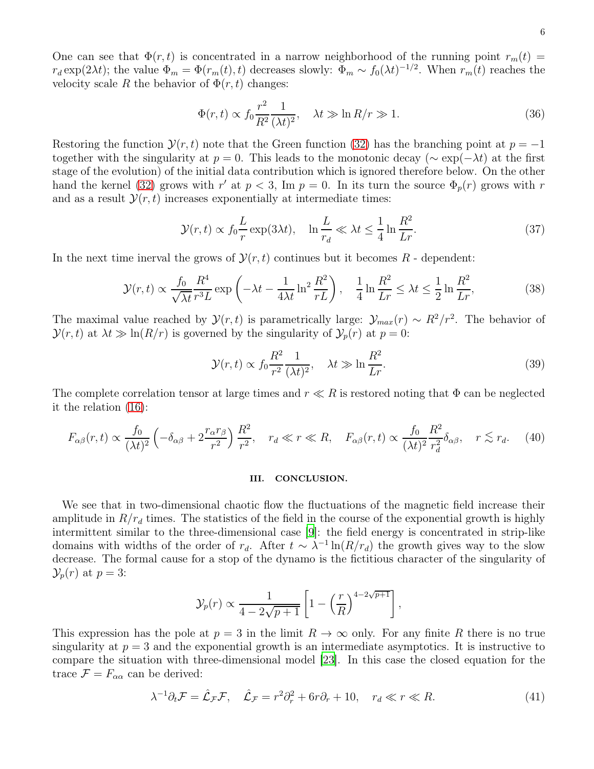One can see that $\Phi(r,t)$ is concentrated in a narrow neighborhood of the running point $r_m(t) = r_d \exp(2\lambda t)$; the value $\Phi_m = \Phi(r_m(t),t)$ decreases slowly: $\Phi_m \sim f_0(\lambda t)^{-1/2}$. When $r_m(t)$ reaches the velocity scale $R$ the behavior of $\Phi(r,t)$ changes:

$$\Phi(r,t) \propto f_0 \frac{r^2}{R^2} \frac{1}{(\lambda t)^2}, \quad \lambda t \gg \ln R/r \gg 1. \tag{36}$$

Restoring the function $\mathcal{Y}(r,t)$ note that the Green function (32) has the branching point at $p = -1$ together with the singularity at $p = 0$. This leads to the monotonic decay ($\sim \exp(-\lambda t)$ at the first stage of the evolution) of the initial data contribution which is ignored therefore below. On the other hand the kernel (32) grows with $r'$ at $p < 3$, Im $p = 0$. In its turn the source $\Phi_p(r)$ grows with $r$ and as a result $\mathcal{Y}(r,t)$ increases exponentially at intermediate times:

$$\mathcal{Y}(r,t) \propto f_0 \frac{L}{r} \exp(3\lambda t), \quad \ln\frac{L}{r_d} \ll \lambda t \leq \frac{1}{4}\ln\frac{R^2}{Lr}. \tag{37}$$

In the next time inerval the grows of $\mathcal{Y}(r,t)$ continues but it becomes $R$ - dependent:

$$\mathcal{Y}(r,t) \propto \frac{f_0}{\sqrt{\lambda t}} \frac{R^4}{r^3 L} \exp\left(-\lambda t - \frac{1}{4\lambda t}\ln^2\frac{R^2}{rL}\right), \quad \frac{1}{4}\ln\frac{R^2}{Lr} \leq \lambda t \leq \frac{1}{2}\ln\frac{R^2}{Lr}, \tag{38}$$

The maximal value reached by $\mathcal{Y}(r,t)$ is parametrically large: $\mathcal{Y}_{max}(r) \sim R^2/r^2$. The behavior of $\mathcal{Y}(r,t)$ at $\lambda t \gg \ln(R/r)$ is governed by the singularity of $\mathcal{Y}_p(r)$ at $p = 0$:

$$\mathcal{Y}(r,t) \propto f_0 \frac{R^2}{r^2} \frac{1}{(\lambda t)^2}, \quad \lambda t \gg \ln\frac{R^2}{Lr}. \tag{39}$$

The complete correlation tensor at large times and $r \ll R$ is restored noting that $\Phi$ can be neglected it the relation (16):

$$F_{\alpha\beta}(r,t) \propto \frac{f_0}{(\lambda t)^2}\left(-\delta_{\alpha\beta} + 2\frac{r_\alpha r_\beta}{r^2}\right)\frac{R^2}{r^2}, \quad r_d \ll r \ll R, \quad F_{\alpha\beta}(r,t) \propto \frac{f_0}{(\lambda t)^2}\frac{R^2}{r_d^2}\delta_{\alpha\beta}, \quad r \lesssim r_d. \tag{40}$$

## III. CONCLUSION.

We see that in two-dimensional chaotic flow the fluctuations of the magnetic field increase their amplitude in $R/r_d$ times. The statistics of the field in the course of the exponential growth is highly intermittent similar to the three-dimensional case [9]: the field energy is concentrated in strip-like domains with widths of the order of $r_d$. After $t \sim \lambda^{-1}\ln(R/r_d)$ the growth gives way to the slow decrease. The formal cause for a stop of the dynamo is the fictitious character of the singularity of $\mathcal{Y}_p(r)$ at $p = 3$:

$$\mathcal{Y}_p(r) \propto \frac{1}{4 - 2\sqrt{p+1}}\left[1 - \left(\frac{r}{R}\right)^{4-2\sqrt{p+1}}\right],$$

This expression has the pole at $p = 3$ in the limit $R \to \infty$ only. For any finite $R$ there is no true singularity at $p = 3$ and the exponential growth is an intermediate asymptotics. It is instructive to compare the situation with three-dimensional model [23]. In this case the closed equation for the trace $\mathcal{F} = F_{\alpha\alpha}$ can be derived:

$$\lambda^{-1}\partial_t \mathcal{F} = \hat{\mathcal{L}}_{\mathcal{F}}\mathcal{F}, \quad \hat{\mathcal{L}}_{\mathcal{F}} = r^2\partial_r^2 + 6r\partial_r + 10, \quad r_d \ll r \ll R. \tag{41}$$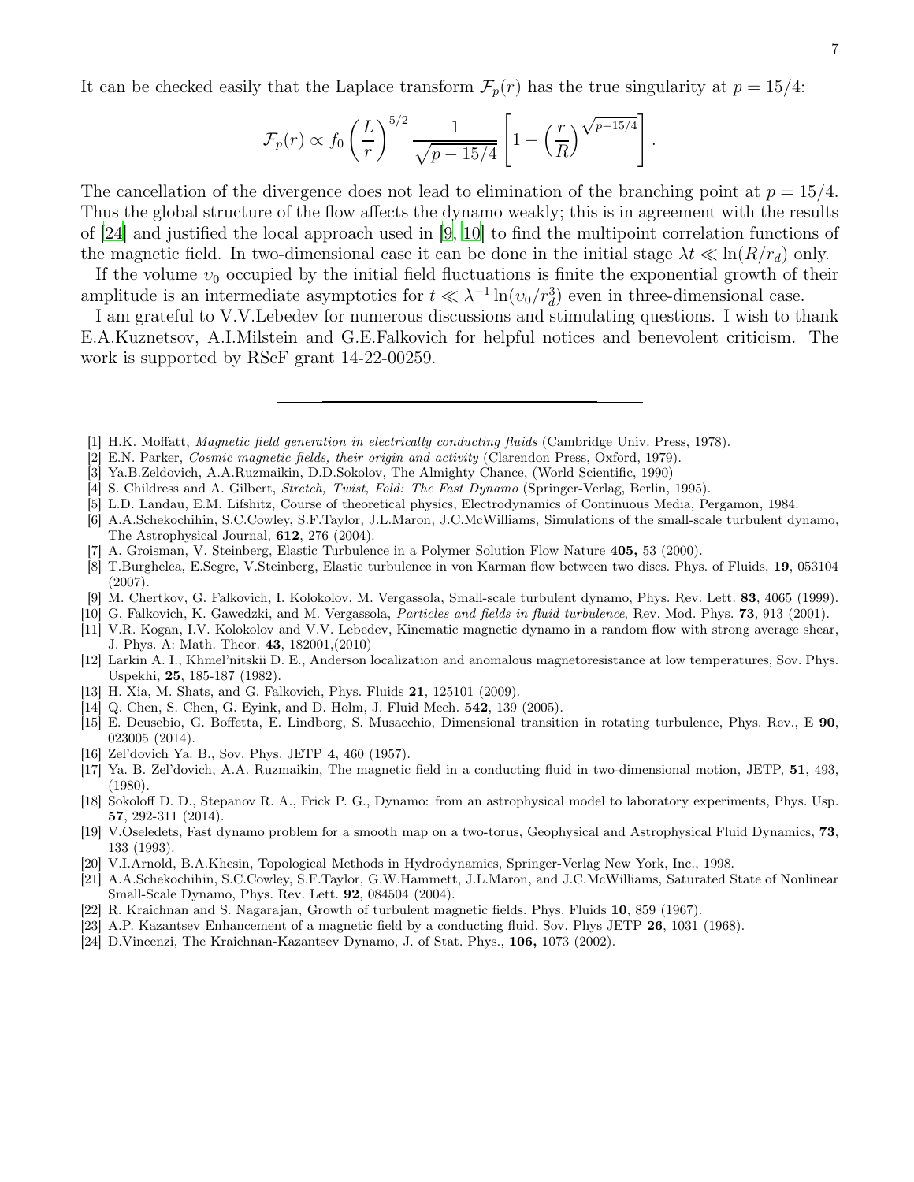It can be checked easily that the Laplace transform $\mathcal{F}_p(r)$ has the true singularity at $p = 15/4$:

$$\mathcal{F}_p(r) \propto f_0 \left(\frac{L}{r}\right)^{5/2} \frac{1}{\sqrt{p - 15/4}} \left[1 - \left(\frac{r}{R}\right)^{\sqrt{p-15/4}}\right].$$

The cancellation of the divergence does not lead to elimination of the branching point at $p = 15/4$. Thus the global structure of the flow affects the dynamo weakly; this is in agreement with the results of [24] and justified the local approach used in [9, 10] to find the multipoint correlation functions of the magnetic field. In two-dimensional case it can be done in the initial stage $\lambda t \ll \ln(R/r_d)$ only.

If the volume $\upsilon_0$ occupied by the initial field fluctuations is finite the exponential growth of their amplitude is an intermediate asymptotics for $t \ll \lambda^{-1} \ln(\upsilon_0/r_d^3)$ even in three-dimensional case.

I am grateful to V.V.Lebedev for numerous discussions and stimulating questions. I wish to thank E.A.Kuznetsov, A.I.Milstein and G.E.Falkovich for helpful notices and benevolent criticism. The work is supported by RScF grant 14-22-00259.

---

[1] H.K. Moffatt, *Magnetic field generation in electrically conducting fluids* (Cambridge Univ. Press, 1978).
[2] E.N. Parker, *Cosmic magnetic fields, their origin and activity* (Clarendon Press, Oxford, 1979).
[3] Ya.B.Zeldovich, A.A.Ruzmaikin, D.D.Sokolov, The Almighty Chance, (World Scientific, 1990)
[4] S. Childress and A. Gilbert, *Stretch, Twist, Fold: The Fast Dynamo* (Springer-Verlag, Berlin, 1995).
[5] L.D. Landau, E.M. Lifshitz, Course of theoretical physics, Electrodynamics of Continuous Media, Pergamon, 1984.
[6] A.A.Schekochihin, S.C.Cowley, S.F.Taylor, J.L.Maron, J.C.McWilliams, Simulations of the small-scale turbulent dynamo, The Astrophysical Journal, **612**, 276 (2004).
[7] A. Groisman, V. Steinberg, Elastic Turbulence in a Polymer Solution Flow Nature **405,** 53 (2000).
[8] T.Burghelea, E.Segre, V.Steinberg, Elastic turbulence in von Karman flow between two discs. Phys. of Fluids, **19**, 053104 (2007).
[9] M. Chertkov, G. Falkovich, I. Kolokolov, M. Vergassola, Small-scale turbulent dynamo, Phys. Rev. Lett. **83**, 4065 (1999).
[10] G. Falkovich, K. Gawedzki, and M. Vergassola, *Particles and fields in fluid turbulence*, Rev. Mod. Phys. **73**, 913 (2001).
[11] V.R. Kogan, I.V. Kolokolov and V.V. Lebedev, Kinematic magnetic dynamo in a random flow with strong average shear, J. Phys. A: Math. Theor. **43**, 182001,(2010)
[12] Larkin A. I., Khmel'nitskii D. E., Anderson localization and anomalous magnetoresistance at low temperatures, Sov. Phys. Uspekhi, **25**, 185-187 (1982).
[13] H. Xia, M. Shats, and G. Falkovich, Phys. Fluids **21**, 125101 (2009).
[14] Q. Chen, S. Chen, G. Eyink, and D. Holm, J. Fluid Mech. **542**, 139 (2005).
[15] E. Deusebio, G. Boffetta, E. Lindborg, S. Musacchio, Dimensional transition in rotating turbulence, Phys. Rev., E **90**, 023005 (2014).
[16] Zel'dovich Ya. B., Sov. Phys. JETP **4**, 460 (1957).
[17] Ya. B. Zel'dovich, A.A. Ruzmaikin, The magnetic field in a conducting fluid in two-dimensional motion, JETP, **51**, 493, (1980).
[18] Sokoloff D. D., Stepanov R. A., Frick P. G., Dynamo: from an astrophysical model to laboratory experiments, Phys. Usp. **57**, 292-311 (2014).
[19] V.Oseledets, Fast dynamo problem for a smooth map on a two-torus, Geophysical and Astrophysical Fluid Dynamics, **73**, 133 (1993).
[20] V.I.Arnold, B.A.Khesin, Topological Methods in Hydrodynamics, Springer-Verlag New York, Inc., 1998.
[21] A.A.Schekochihin, S.C.Cowley, S.F.Taylor, G.W.Hammett, J.L.Maron, and J.C.McWilliams, Saturated State of Nonlinear Small-Scale Dynamo, Phys. Rev. Lett. **92**, 084504 (2004).
[22] R. Kraichnan and S. Nagarajan, Growth of turbulent magnetic fields. Phys. Fluids **10**, 859 (1967).
[23] A.P. Kazantsev Enhancement of a magnetic field by a conducting fluid. Sov. Phys JETP **26**, 1031 (1968).
[24] D.Vincenzi, The Kraichnan-Kazantsev Dynamo, J. of Stat. Phys., **106,** 1073 (2002).